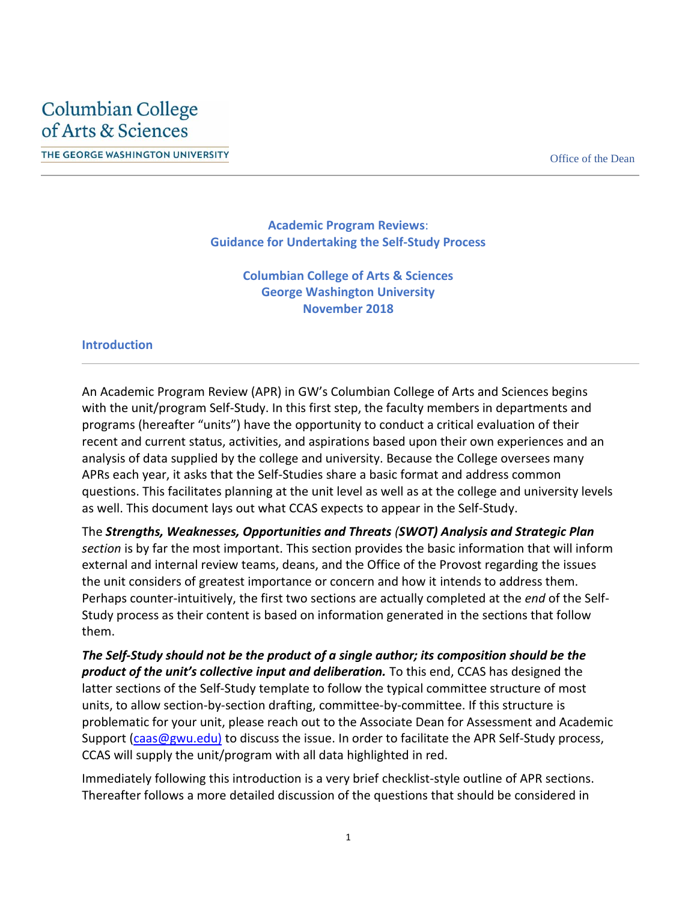Columbian College of Arts & Sciences
THE GEORGE WASHINGTON UNIVERSITY

Office of the Dean

# Academic Program Reviews: Guidance for Undertaking the Self-Study Process

**Columbian College of Arts & Sciences**
**George Washington University**
**November 2018**

## Introduction

An Academic Program Review (APR) in GW's Columbian College of Arts and Sciences begins with the unit/program Self-Study. In this first step, the faculty members in departments and programs (hereafter "units") have the opportunity to conduct a critical evaluation of their recent and current status, activities, and aspirations based upon their own experiences and an analysis of data supplied by the college and university. Because the College oversees many APRs each year, it asks that the Self-Studies share a basic format and address common questions. This facilitates planning at the unit level as well as at the college and university levels as well. This document lays out what CCAS expects to appear in the Self-Study.

The ***Strengths, Weaknesses, Opportunities and Threats (SWOT) Analysis and Strategic Plan*** *section* is by far the most important. This section provides the basic information that will inform external and internal review teams, deans, and the Office of the Provost regarding the issues the unit considers of greatest importance or concern and how it intends to address them. Perhaps counter-intuitively, the first two sections are actually completed at the *end* of the Self-Study process as their content is based on information generated in the sections that follow them.

***The Self-Study should not be the product of a single author; its composition should be the product of the unit's collective input and deliberation.*** To this end, CCAS has designed the latter sections of the Self-Study template to follow the typical committee structure of most units, to allow section-by-section drafting, committee-by-committee. If this structure is problematic for your unit, please reach out to the Associate Dean for Assessment and Academic Support (caas@gwu.edu) to discuss the issue. In order to facilitate the APR Self-Study process, CCAS will supply the unit/program with all data highlighted in red.

Immediately following this introduction is a very brief checklist-style outline of APR sections. Thereafter follows a more detailed discussion of the questions that should be considered in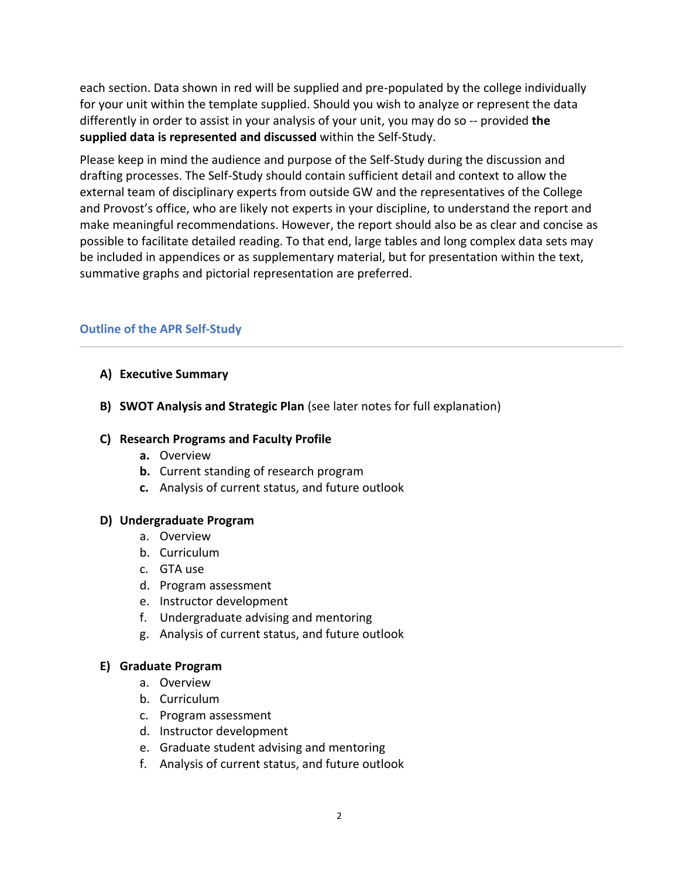each section. Data shown in red will be supplied and pre-populated by the college individually for your unit within the template supplied. Should you wish to analyze or represent the data differently in order to assist in your analysis of your unit, you may do so -- provided **the supplied data is represented and discussed** within the Self-Study.

Please keep in mind the audience and purpose of the Self-Study during the discussion and drafting processes. The Self-Study should contain sufficient detail and context to allow the external team of disciplinary experts from outside GW and the representatives of the College and Provost's office, who are likely not experts in your discipline, to understand the report and make meaningful recommendations. However, the report should also be as clear and concise as possible to facilitate detailed reading. To that end, large tables and long complex data sets may be included in appendices or as supplementary material, but for presentation within the text, summative graphs and pictorial representation are preferred.

## Outline of the APR Self-Study

---

**A) Executive Summary**

**B) SWOT Analysis and Strategic Plan** (see later notes for full explanation)

**C) Research Programs and Faculty Profile**
- **a.** Overview
- **b.** Current standing of research program
- **c.** Analysis of current status, and future outlook

**D) Undergraduate Program**
- a. Overview
- b. Curriculum
- c. GTA use
- d. Program assessment
- e. Instructor development
- f. Undergraduate advising and mentoring
- g. Analysis of current status, and future outlook

**E) Graduate Program**
- a. Overview
- b. Curriculum
- c. Program assessment
- d. Instructor development
- e. Graduate student advising and mentoring
- f. Analysis of current status, and future outlook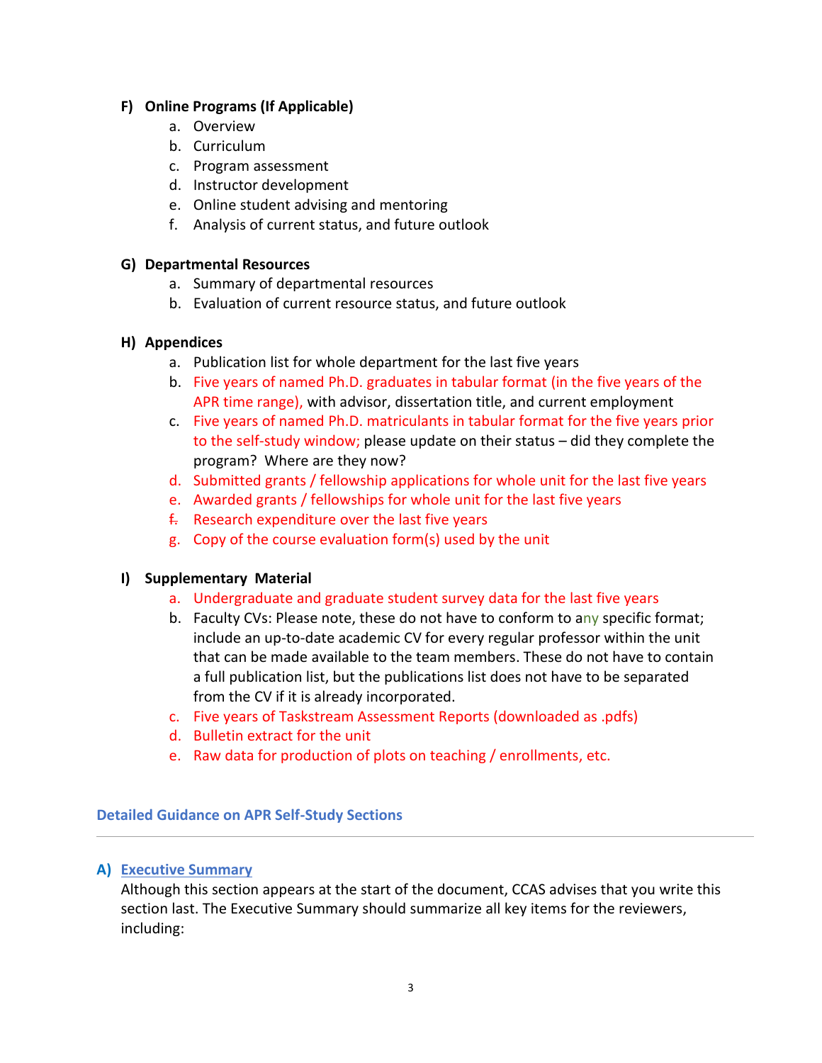**F) Online Programs (If Applicable)**

a. Overview
b. Curriculum
c. Program assessment
d. Instructor development
e. Online student advising and mentoring
f. Analysis of current status, and future outlook

**G) Departmental Resources**

a. Summary of departmental resources
b. Evaluation of current resource status, and future outlook

**H) Appendices**

a. Publication list for whole department for the last five years
b. Five years of named Ph.D. graduates in tabular format (in the five years of the APR time range), with advisor, dissertation title, and current employment
c. Five years of named Ph.D. matriculants in tabular format for the five years prior to the self-study window; please update on their status – did they complete the program? Where are they now?
d. Submitted grants / fellowship applications for whole unit for the last five years
e. Awarded grants / fellowships for whole unit for the last five years
f. Research expenditure over the last five years
g. Copy of the course evaluation form(s) used by the unit

**I) Supplementary Material**

a. Undergraduate and graduate student survey data for the last five years
b. Faculty CVs: Please note, these do not have to conform to any specific format; include an up-to-date academic CV for every regular professor within the unit that can be made available to the team members. These do not have to contain a full publication list, but the publications list does not have to be separated from the CV if it is already incorporated.
c. Five years of Taskstream Assessment Reports (downloaded as .pdfs)
d. Bulletin extract for the unit
e. Raw data for production of plots on teaching / enrollments, etc.

## Detailed Guidance on APR Self-Study Sections

---

### A) Executive Summary

Although this section appears at the start of the document, CCAS advises that you write this section last. The Executive Summary should summarize all key items for the reviewers, including: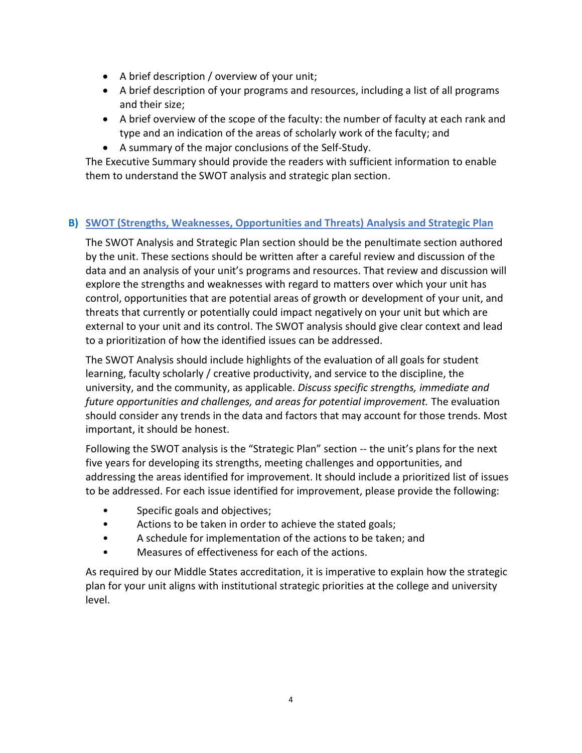- A brief description / overview of your unit;
- A brief description of your programs and resources, including a list of all programs and their size;
- A brief overview of the scope of the faculty: the number of faculty at each rank and type and an indication of the areas of scholarly work of the faculty; and
- A summary of the major conclusions of the Self-Study.

The Executive Summary should provide the readers with sufficient information to enable them to understand the SWOT analysis and strategic plan section.

## B) SWOT (Strengths, Weaknesses, Opportunities and Threats) Analysis and Strategic Plan

The SWOT Analysis and Strategic Plan section should be the penultimate section authored by the unit. These sections should be written after a careful review and discussion of the data and an analysis of your unit's programs and resources. That review and discussion will explore the strengths and weaknesses with regard to matters over which your unit has control, opportunities that are potential areas of growth or development of your unit, and threats that currently or potentially could impact negatively on your unit but which are external to your unit and its control. The SWOT analysis should give clear context and lead to a prioritization of how the identified issues can be addressed.

The SWOT Analysis should include highlights of the evaluation of all goals for student learning, faculty scholarly / creative productivity, and service to the discipline, the university, and the community, as applicable. *Discuss specific strengths, immediate and future opportunities and challenges, and areas for potential improvement.* The evaluation should consider any trends in the data and factors that may account for those trends. Most important, it should be honest.

Following the SWOT analysis is the "Strategic Plan" section -- the unit's plans for the next five years for developing its strengths, meeting challenges and opportunities, and addressing the areas identified for improvement. It should include a prioritized list of issues to be addressed. For each issue identified for improvement, please provide the following:

- Specific goals and objectives;
- Actions to be taken in order to achieve the stated goals;
- A schedule for implementation of the actions to be taken; and
- Measures of effectiveness for each of the actions.

As required by our Middle States accreditation, it is imperative to explain how the strategic plan for your unit aligns with institutional strategic priorities at the college and university level.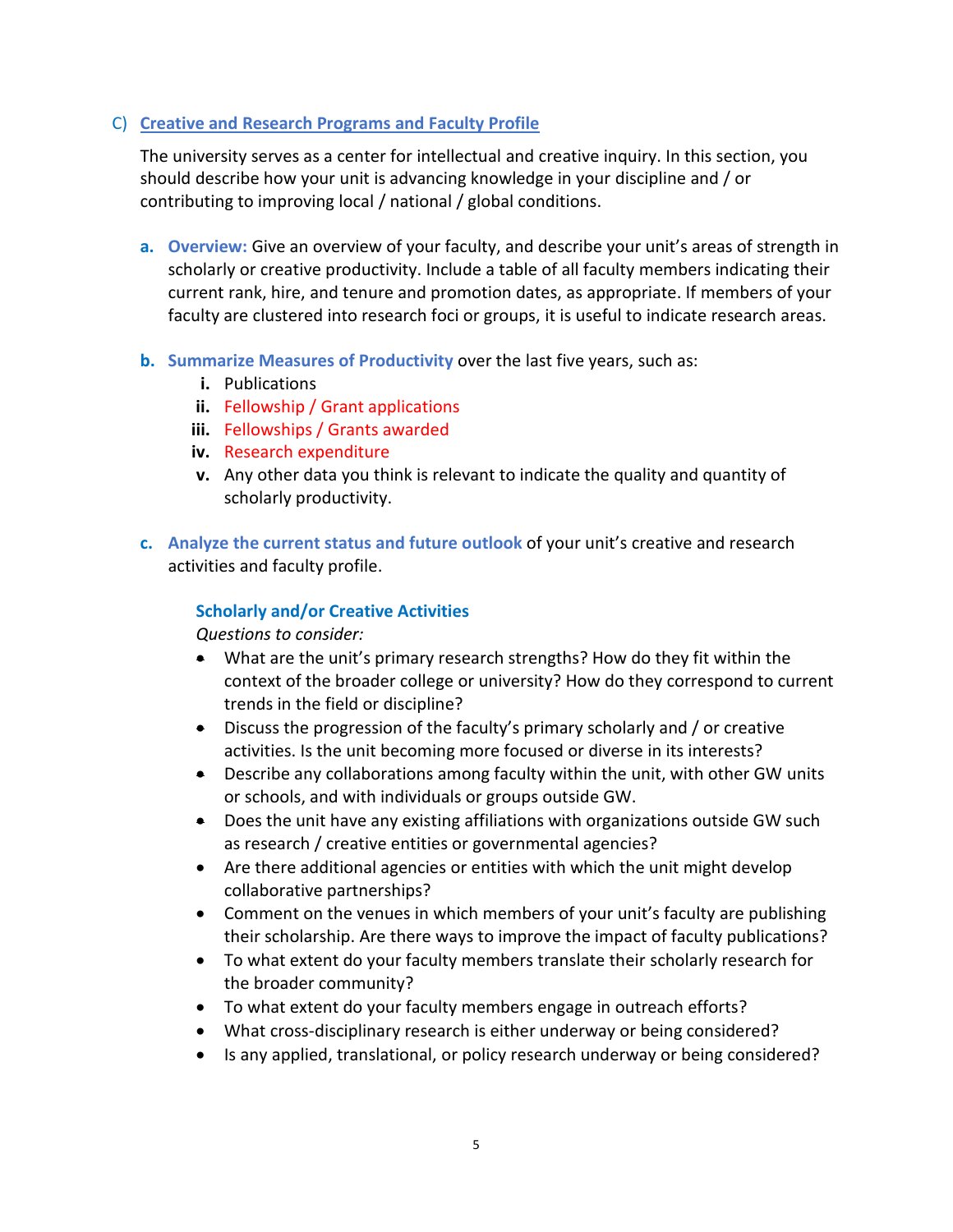## C) Creative and Research Programs and Faculty Profile

The university serves as a center for intellectual and creative inquiry. In this section, you should describe how your unit is advancing knowledge in your discipline and / or contributing to improving local / national / global conditions.

**a. Overview:** Give an overview of your faculty, and describe your unit's areas of strength in scholarly or creative productivity. Include a table of all faculty members indicating their current rank, hire, and tenure and promotion dates, as appropriate. If members of your faculty are clustered into research foci or groups, it is useful to indicate research areas.

**b. Summarize Measures of Productivity** over the last five years, such as:

- i. Publications
- ii. Fellowship / Grant applications
- iii. Fellowships / Grants awarded
- iv. Research expenditure
- v. Any other data you think is relevant to indicate the quality and quantity of scholarly productivity.

**c. Analyze the current status and future outlook** of your unit's creative and research activities and faculty profile.

### Scholarly and/or Creative Activities

*Questions to consider:*

- What are the unit's primary research strengths? How do they fit within the context of the broader college or university? How do they correspond to current trends in the field or discipline?
- Discuss the progression of the faculty's primary scholarly and / or creative activities. Is the unit becoming more focused or diverse in its interests?
- Describe any collaborations among faculty within the unit, with other GW units or schools, and with individuals or groups outside GW.
- Does the unit have any existing affiliations with organizations outside GW such as research / creative entities or governmental agencies?
- Are there additional agencies or entities with which the unit might develop collaborative partnerships?
- Comment on the venues in which members of your unit's faculty are publishing their scholarship. Are there ways to improve the impact of faculty publications?
- To what extent do your faculty members translate their scholarly research for the broader community?
- To what extent do your faculty members engage in outreach efforts?
- What cross-disciplinary research is either underway or being considered?
- Is any applied, translational, or policy research underway or being considered?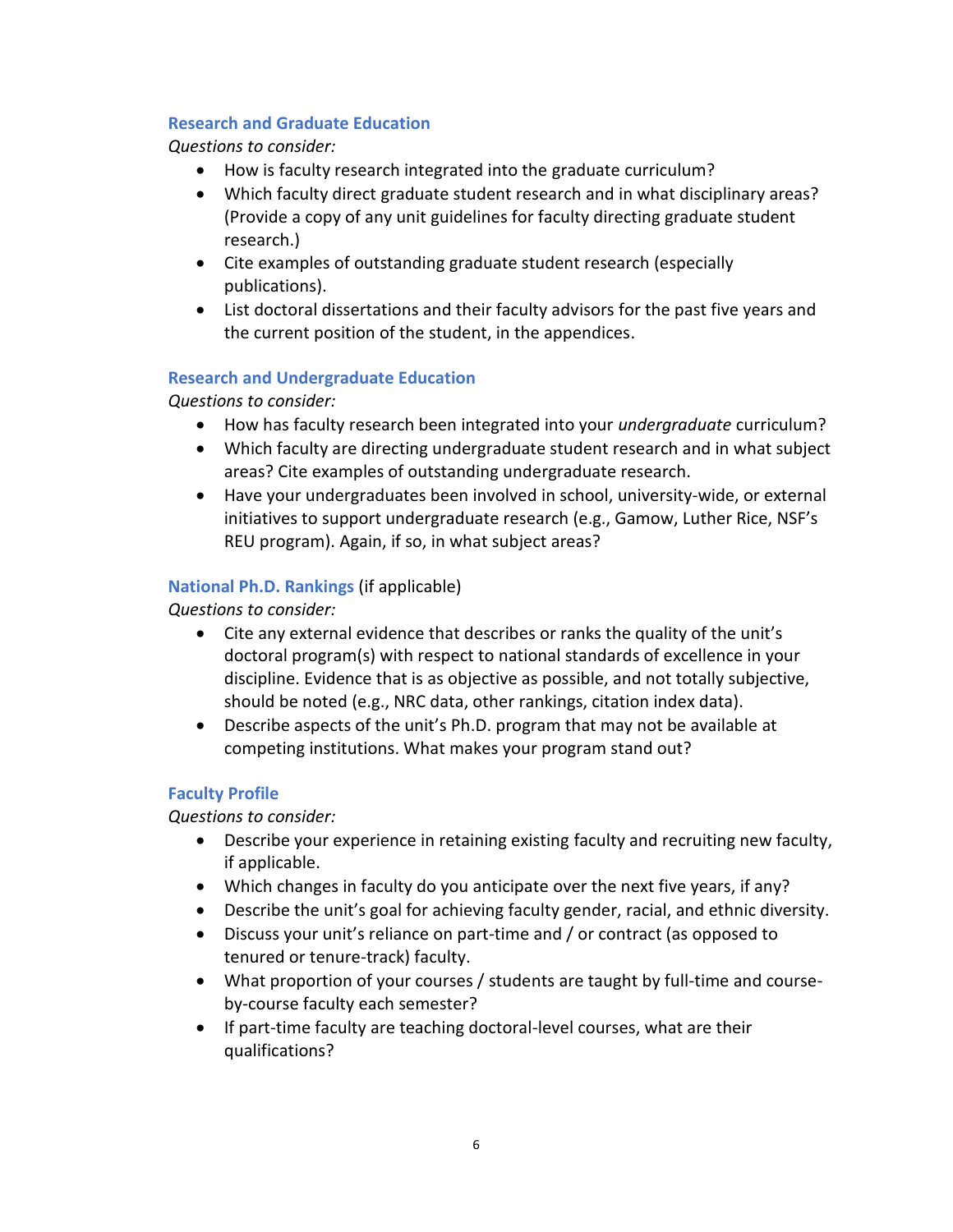### Research and Graduate Education

*Questions to consider:*

- How is faculty research integrated into the graduate curriculum?
- Which faculty direct graduate student research and in what disciplinary areas? (Provide a copy of any unit guidelines for faculty directing graduate student research.)
- Cite examples of outstanding graduate student research (especially publications).
- List doctoral dissertations and their faculty advisors for the past five years and the current position of the student, in the appendices.

### Research and Undergraduate Education

*Questions to consider:*

- How has faculty research been integrated into your *undergraduate* curriculum?
- Which faculty are directing undergraduate student research and in what subject areas? Cite examples of outstanding undergraduate research.
- Have your undergraduates been involved in school, university-wide, or external initiatives to support undergraduate research (e.g., Gamow, Luther Rice, NSF's REU program). Again, if so, in what subject areas?

### National Ph.D. Rankings (if applicable)

*Questions to consider:*

- Cite any external evidence that describes or ranks the quality of the unit's doctoral program(s) with respect to national standards of excellence in your discipline. Evidence that is as objective as possible, and not totally subjective, should be noted (e.g., NRC data, other rankings, citation index data).
- Describe aspects of the unit's Ph.D. program that may not be available at competing institutions. What makes your program stand out?

### Faculty Profile

*Questions to consider:*

- Describe your experience in retaining existing faculty and recruiting new faculty, if applicable.
- Which changes in faculty do you anticipate over the next five years, if any?
- Describe the unit's goal for achieving faculty gender, racial, and ethnic diversity.
- Discuss your unit's reliance on part-time and / or contract (as opposed to tenured or tenure-track) faculty.
- What proportion of your courses / students are taught by full-time and course-by-course faculty each semester?
- If part-time faculty are teaching doctoral-level courses, what are their qualifications?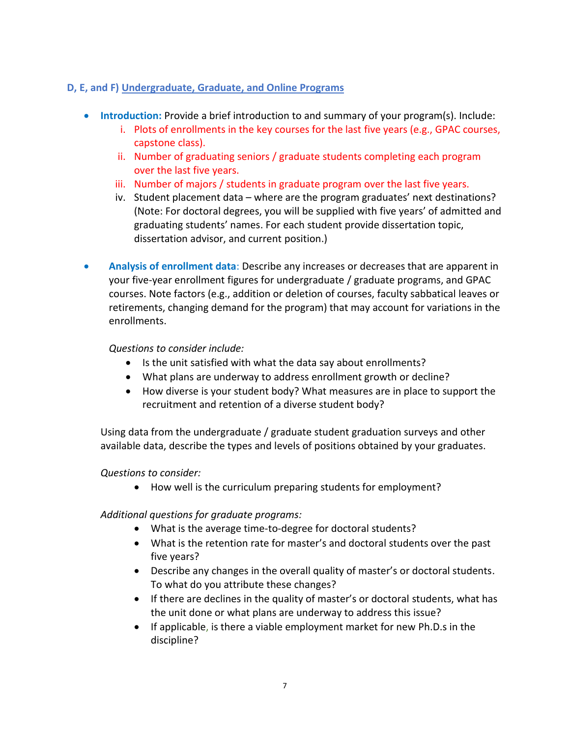### D, E, and F) Undergraduate, Graduate, and Online Programs

- **Introduction:** Provide a brief introduction to and summary of your program(s). Include:
  i. Plots of enrollments in the key courses for the last five years (e.g., GPAC courses, capstone class).
  ii. Number of graduating seniors / graduate students completing each program over the last five years.
  iii. Number of majors / students in graduate program over the last five years.
  iv. Student placement data – where are the program graduates' next destinations? (Note: For doctoral degrees, you will be supplied with five years' of admitted and graduating students' names. For each student provide dissertation topic, dissertation advisor, and current position.)

- **Analysis of enrollment data**: Describe any increases or decreases that are apparent in your five-year enrollment figures for undergraduate / graduate programs, and GPAC courses. Note factors (e.g., addition or deletion of courses, faculty sabbatical leaves or retirements, changing demand for the program) that may account for variations in the enrollments.

  *Questions to consider include:*
  - Is the unit satisfied with what the data say about enrollments?
  - What plans are underway to address enrollment growth or decline?
  - How diverse is your student body? What measures are in place to support the recruitment and retention of a diverse student body?

  Using data from the undergraduate / graduate student graduation surveys and other available data, describe the types and levels of positions obtained by your graduates.

  *Questions to consider:*
  - How well is the curriculum preparing students for employment?

  *Additional questions for graduate programs:*
  - What is the average time-to-degree for doctoral students?
  - What is the retention rate for master's and doctoral students over the past five years?
  - Describe any changes in the overall quality of master's or doctoral students. To what do you attribute these changes?
  - If there are declines in the quality of master's or doctoral students, what has the unit done or what plans are underway to address this issue?
  - If applicable, is there a viable employment market for new Ph.D.s in the discipline?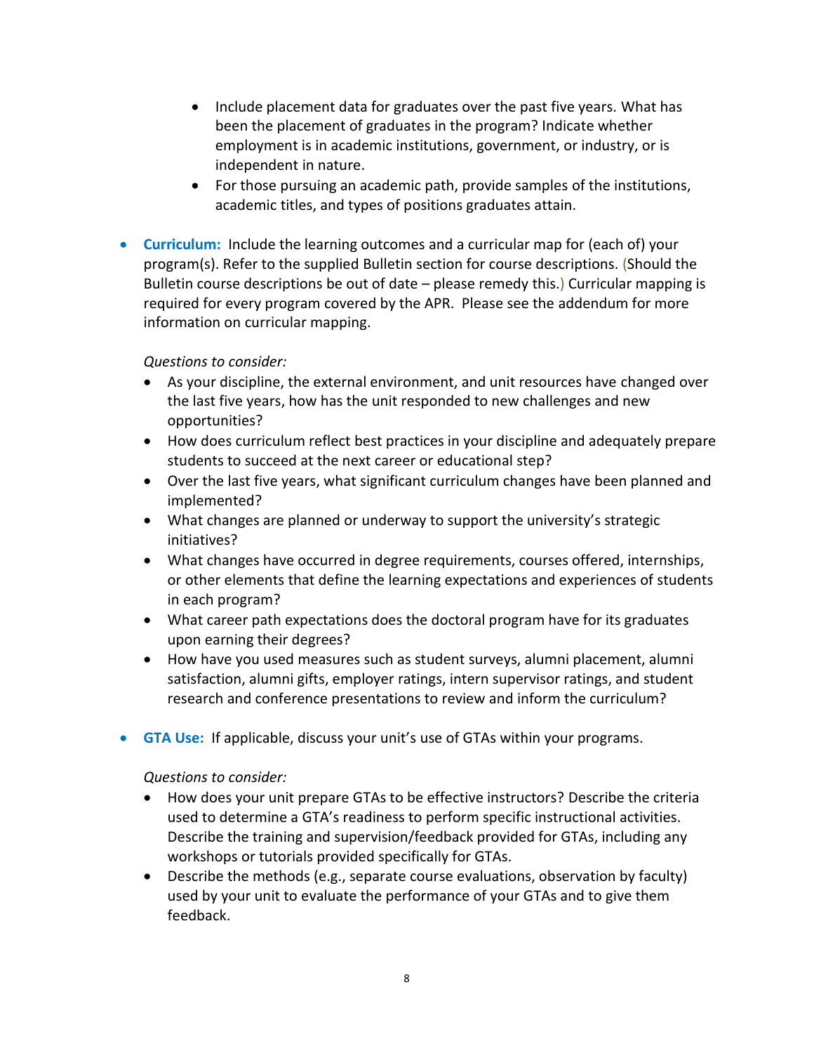- Include placement data for graduates over the past five years. What has been the placement of graduates in the program? Indicate whether employment is in academic institutions, government, or industry, or is independent in nature.
  - For those pursuing an academic path, provide samples of the institutions, academic titles, and types of positions graduates attain.

- **Curriculum:** Include the learning outcomes and a curricular map for (each of) your program(s). Refer to the supplied Bulletin section for course descriptions. (Should the Bulletin course descriptions be out of date – please remedy this.) Curricular mapping is required for every program covered by the APR. Please see the addendum for more information on curricular mapping.

  *Questions to consider:*
  - As your discipline, the external environment, and unit resources have changed over the last five years, how has the unit responded to new challenges and new opportunities?
  - How does curriculum reflect best practices in your discipline and adequately prepare students to succeed at the next career or educational step?
  - Over the last five years, what significant curriculum changes have been planned and implemented?
  - What changes are planned or underway to support the university's strategic initiatives?
  - What changes have occurred in degree requirements, courses offered, internships, or other elements that define the learning expectations and experiences of students in each program?
  - What career path expectations does the doctoral program have for its graduates upon earning their degrees?
  - How have you used measures such as student surveys, alumni placement, alumni satisfaction, alumni gifts, employer ratings, intern supervisor ratings, and student research and conference presentations to review and inform the curriculum?

- **GTA Use:** If applicable, discuss your unit's use of GTAs within your programs.

  *Questions to consider:*
  - How does your unit prepare GTAs to be effective instructors? Describe the criteria used to determine a GTA's readiness to perform specific instructional activities. Describe the training and supervision/feedback provided for GTAs, including any workshops or tutorials provided specifically for GTAs.
  - Describe the methods (e.g., separate course evaluations, observation by faculty) used by your unit to evaluate the performance of your GTAs and to give them feedback.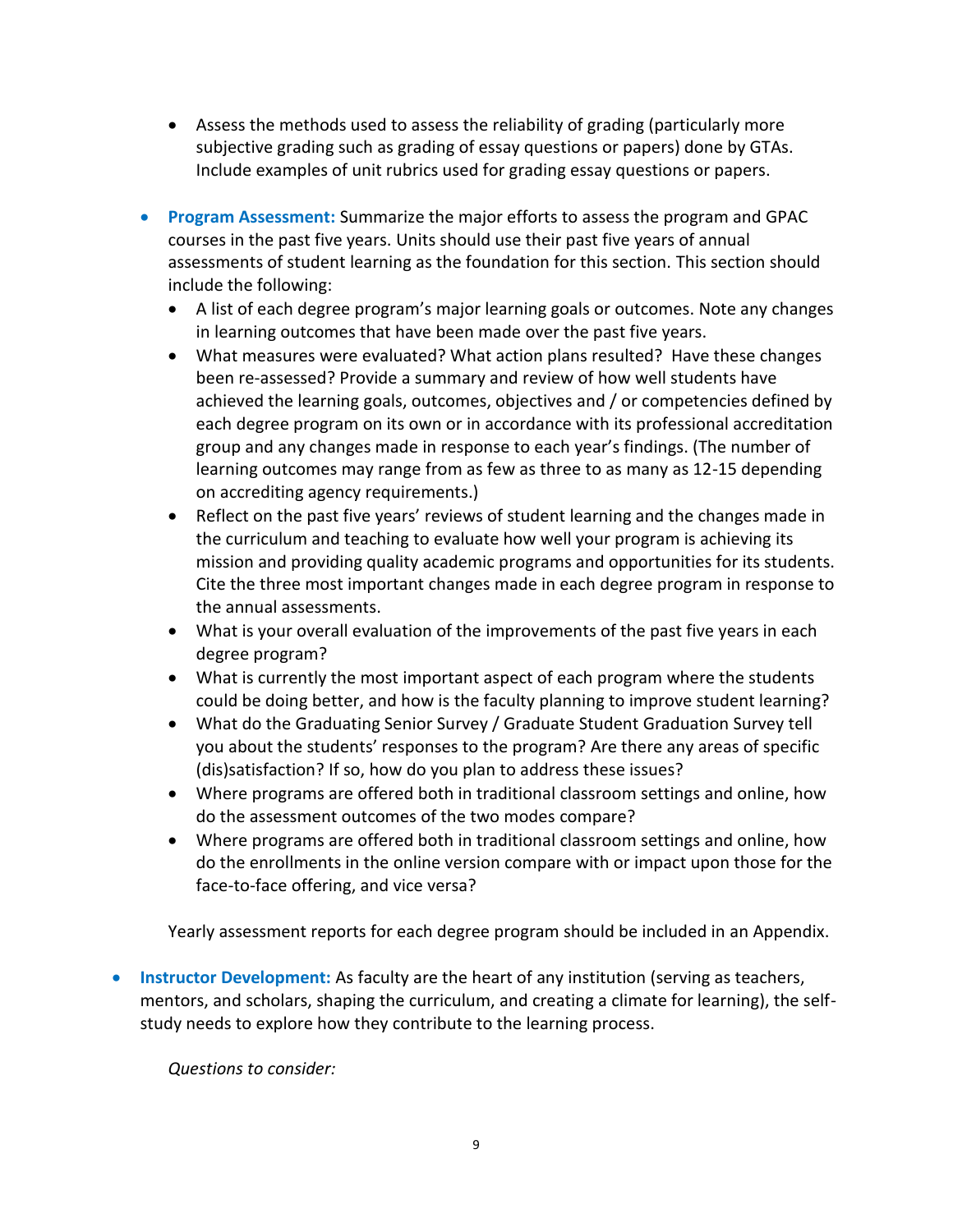- Assess the methods used to assess the reliability of grading (particularly more subjective grading such as grading of essay questions or papers) done by GTAs. Include examples of unit rubrics used for grading essay questions or papers.

- **Program Assessment:** Summarize the major efforts to assess the program and GPAC courses in the past five years. Units should use their past five years of annual assessments of student learning as the foundation for this section. This section should include the following:
  - A list of each degree program's major learning goals or outcomes. Note any changes in learning outcomes that have been made over the past five years.
  - What measures were evaluated? What action plans resulted? Have these changes been re-assessed? Provide a summary and review of how well students have achieved the learning goals, outcomes, objectives and / or competencies defined by each degree program on its own or in accordance with its professional accreditation group and any changes made in response to each year's findings. (The number of learning outcomes may range from as few as three to as many as 12-15 depending on accrediting agency requirements.)
  - Reflect on the past five years' reviews of student learning and the changes made in the curriculum and teaching to evaluate how well your program is achieving its mission and providing quality academic programs and opportunities for its students. Cite the three most important changes made in each degree program in response to the annual assessments.
  - What is your overall evaluation of the improvements of the past five years in each degree program?
  - What is currently the most important aspect of each program where the students could be doing better, and how is the faculty planning to improve student learning?
  - What do the Graduating Senior Survey / Graduate Student Graduation Survey tell you about the students' responses to the program? Are there any areas of specific (dis)satisfaction? If so, how do you plan to address these issues?
  - Where programs are offered both in traditional classroom settings and online, how do the assessment outcomes of the two modes compare?
  - Where programs are offered both in traditional classroom settings and online, how do the enrollments in the online version compare with or impact upon those for the face-to-face offering, and vice versa?

  Yearly assessment reports for each degree program should be included in an Appendix.

- **Instructor Development:** As faculty are the heart of any institution (serving as teachers, mentors, and scholars, shaping the curriculum, and creating a climate for learning), the self-study needs to explore how they contribute to the learning process.

  *Questions to consider:*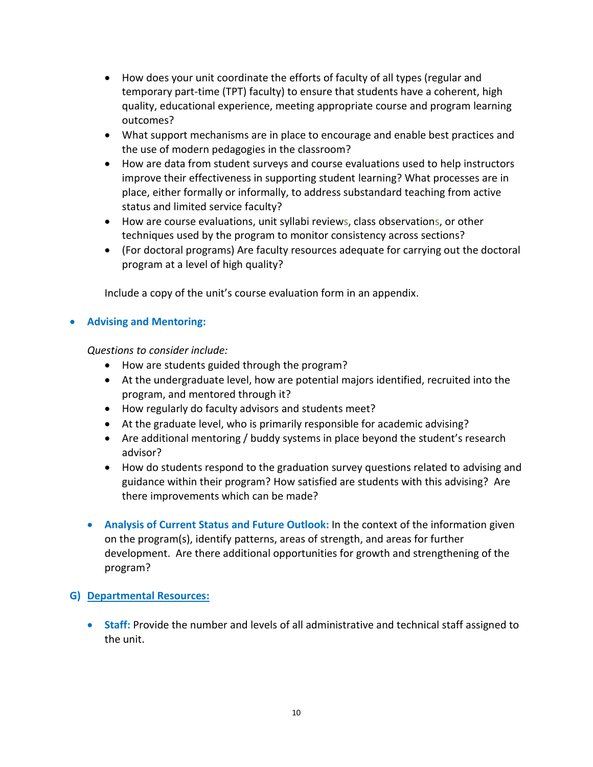- How does your unit coordinate the efforts of faculty of all types (regular and temporary part-time (TPT) faculty) to ensure that students have a coherent, high quality, educational experience, meeting appropriate course and program learning outcomes?
- What support mechanisms are in place to encourage and enable best practices and the use of modern pedagogies in the classroom?
- How are data from student surveys and course evaluations used to help instructors improve their effectiveness in supporting student learning? What processes are in place, either formally or informally, to address substandard teaching from active status and limited service faculty?
- How are course evaluations, unit syllabi reviews, class observations, or other techniques used by the program to monitor consistency across sections?
- (For doctoral programs) Are faculty resources adequate for carrying out the doctoral program at a level of high quality?

Include a copy of the unit's course evaluation form in an appendix.

- **Advising and Mentoring:**

  *Questions to consider include:*
  - How are students guided through the program?
  - At the undergraduate level, how are potential majors identified, recruited into the program, and mentored through it?
  - How regularly do faculty advisors and students meet?
  - At the graduate level, who is primarily responsible for academic advising?
  - Are additional mentoring / buddy systems in place beyond the student's research advisor?
  - How do students respond to the graduation survey questions related to advising and guidance within their program? How satisfied are students with this advising? Are there improvements which can be made?

- **Analysis of Current Status and Future Outlook:** In the context of the information given on the program(s), identify patterns, areas of strength, and areas for further development. Are there additional opportunities for growth and strengthening of the program?

## G) Departmental Resources:

- **Staff:** Provide the number and levels of all administrative and technical staff assigned to the unit.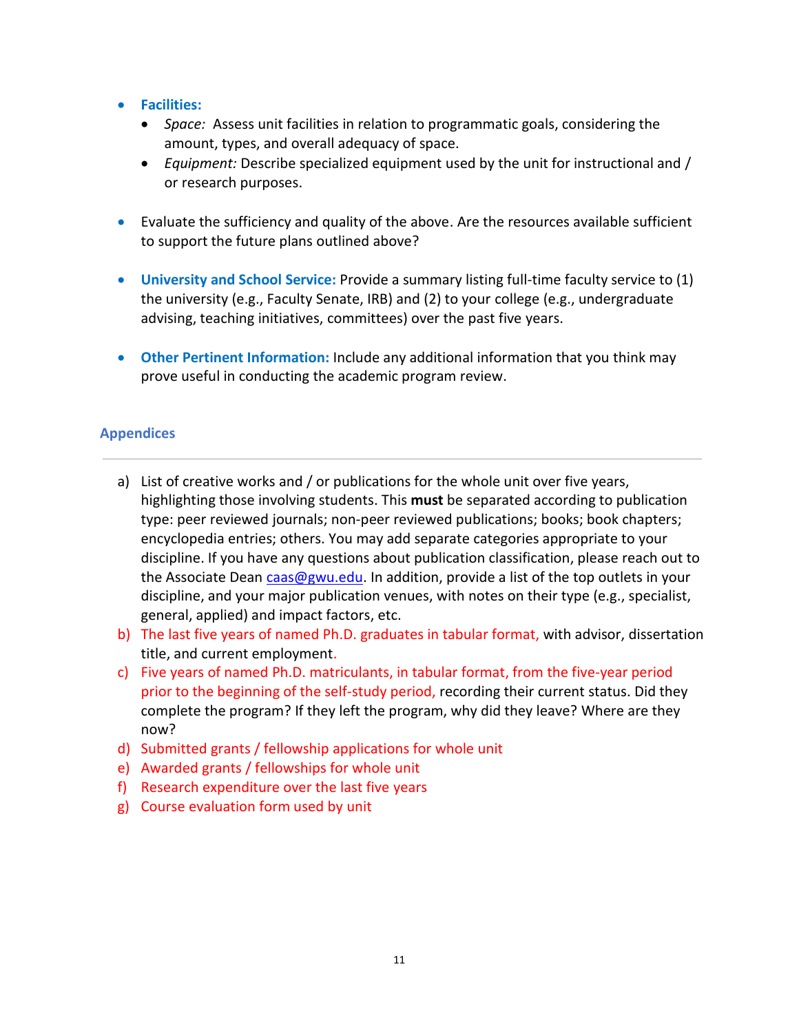- **Facilities:**
  - *Space:* Assess unit facilities in relation to programmatic goals, considering the amount, types, and overall adequacy of space.
  - *Equipment:* Describe specialized equipment used by the unit for instructional and / or research purposes.

- Evaluate the sufficiency and quality of the above. Are the resources available sufficient to support the future plans outlined above?

- **University and School Service:** Provide a summary listing full-time faculty service to (1) the university (e.g., Faculty Senate, IRB) and (2) to your college (e.g., undergraduate advising, teaching initiatives, committees) over the past five years.

- **Other Pertinent Information:** Include any additional information that you think may prove useful in conducting the academic program review.

## Appendices

---

a) List of creative works and / or publications for the whole unit over five years, highlighting those involving students. This **must** be separated according to publication type: peer reviewed journals; non-peer reviewed publications; books; book chapters; encyclopedia entries; others. You may add separate categories appropriate to your discipline. If you have any questions about publication classification, please reach out to the Associate Dean caas@gwu.edu. In addition, provide a list of the top outlets in your discipline, and your major publication venues, with notes on their type (e.g., specialist, general, applied) and impact factors, etc.

b) The last five years of named Ph.D. graduates in tabular format, with advisor, dissertation title, and current employment.

c) Five years of named Ph.D. matriculants, in tabular format, from the five-year period prior to the beginning of the self-study period, recording their current status. Did they complete the program? If they left the program, why did they leave? Where are they now?

d) Submitted grants / fellowship applications for whole unit

e) Awarded grants / fellowships for whole unit

f) Research expenditure over the last five years

g) Course evaluation form used by unit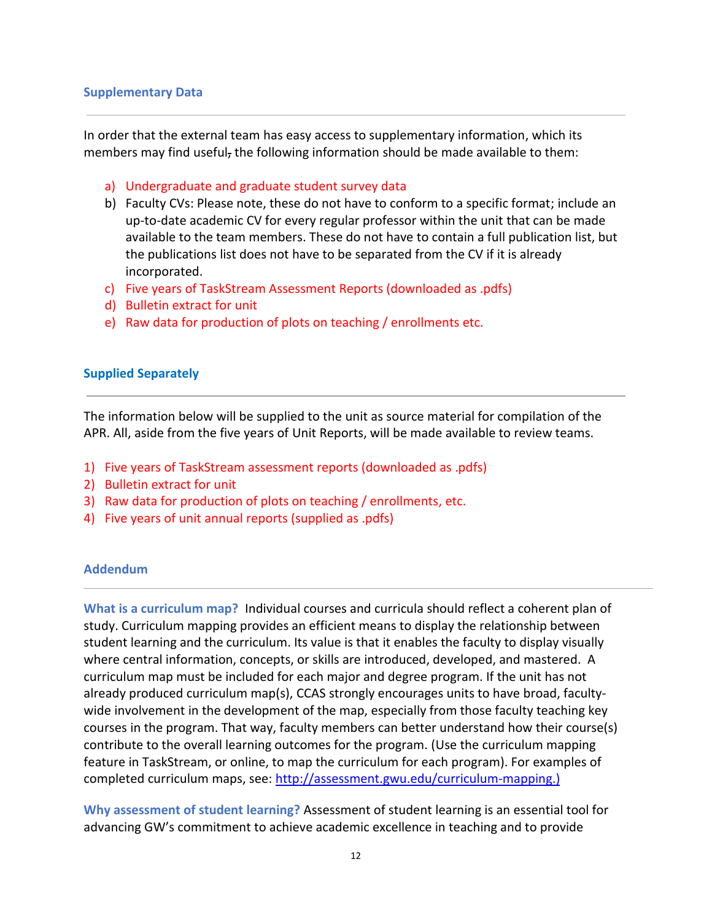### Supplementary Data

In order that the external team has easy access to supplementary information, which its members may find useful, the following information should be made available to them:

a) Undergraduate and graduate student survey data
b) Faculty CVs: Please note, these do not have to conform to a specific format; include an up-to-date academic CV for every regular professor within the unit that can be made available to the team members. These do not have to contain a full publication list, but the publications list does not have to be separated from the CV if it is already incorporated.
c) Five years of TaskStream Assessment Reports (downloaded as .pdfs)
d) Bulletin extract for unit
e) Raw data for production of plots on teaching / enrollments etc.

### Supplied Separately

The information below will be supplied to the unit as source material for compilation of the APR. All, aside from the five years of Unit Reports, will be made available to review teams.

1) Five years of TaskStream assessment reports (downloaded as .pdfs)
2) Bulletin extract for unit
3) Raw data for production of plots on teaching / enrollments, etc.
4) Five years of unit annual reports (supplied as .pdfs)

### Addendum

**What is a curriculum map?** Individual courses and curricula should reflect a coherent plan of study. Curriculum mapping provides an efficient means to display the relationship between student learning and the curriculum. Its value is that it enables the faculty to display visually where central information, concepts, or skills are introduced, developed, and mastered. A curriculum map must be included for each major and degree program. If the unit has not already produced curriculum map(s), CCAS strongly encourages units to have broad, faculty-wide involvement in the development of the map, especially from those faculty teaching key courses in the program. That way, faculty members can better understand how their course(s) contribute to the overall learning outcomes for the program. (Use the curriculum mapping feature in TaskStream, or online, to map the curriculum for each program). For examples of completed curriculum maps, see: http://assessment.gwu.edu/curriculum-mapping.)

**Why assessment of student learning?** Assessment of student learning is an essential tool for advancing GW's commitment to achieve academic excellence in teaching and to provide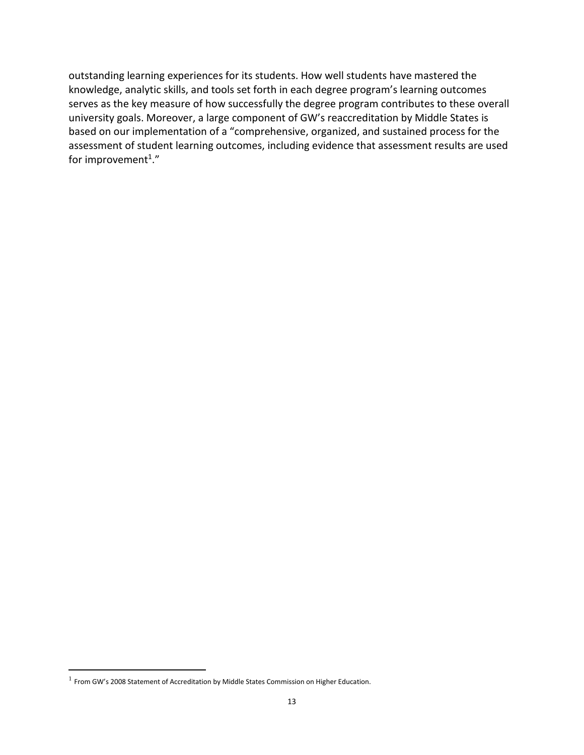outstanding learning experiences for its students. How well students have mastered the knowledge, analytic skills, and tools set forth in each degree program's learning outcomes serves as the key measure of how successfully the degree program contributes to these overall university goals. Moreover, a large component of GW's reaccreditation by Middle States is based on our implementation of a "comprehensive, organized, and sustained process for the assessment of student learning outcomes, including evidence that assessment results are used for improvement[1]."

[1] From GW's 2008 Statement of Accreditation by Middle States Commission on Higher Education.